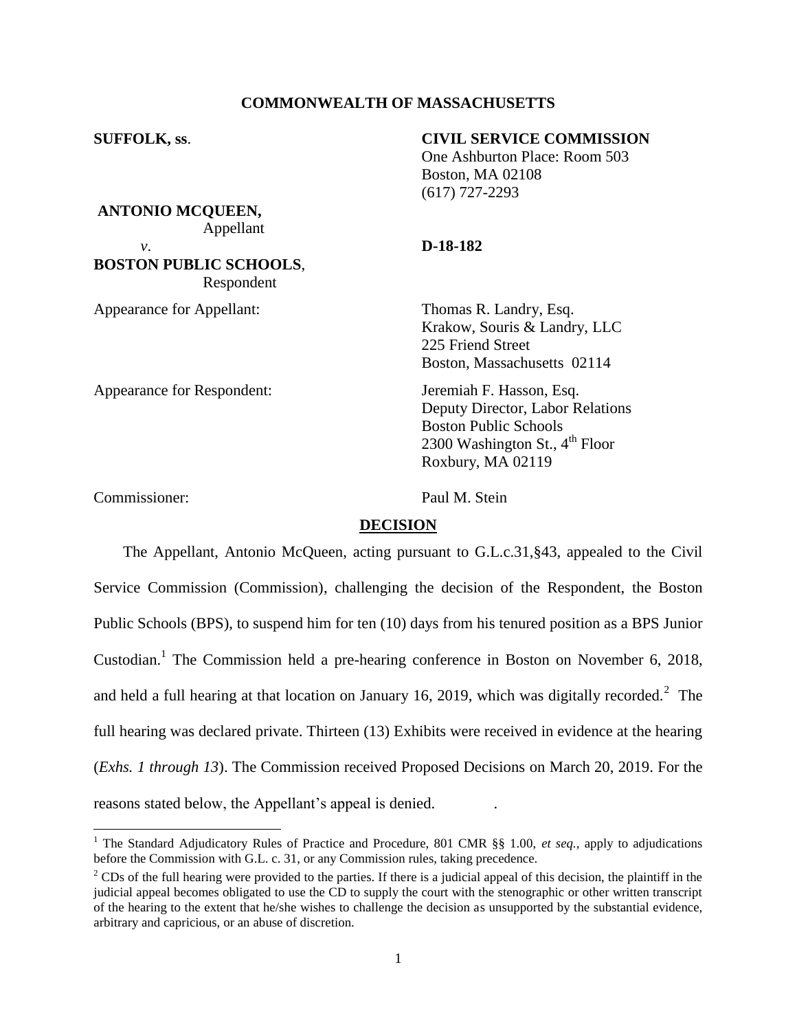**COMMONWEALTH OF MASSACHUSETTS**

**SUFFOLK, ss.**

**CIVIL SERVICE COMMISSION**
One Ashburton Place: Room 503
Boston, MA 02108
(617) 727-2293

**ANTONIO MCQUEEN,**
Appellant

*v.*

**BOSTON PUBLIC SCHOOLS**,
Respondent

**D-18-182**

Appearance for Appellant:

Thomas R. Landry, Esq.
Krakow, Souris & Landry, LLC
225 Friend Street
Boston, Massachusetts 02114

Appearance for Respondent:

Jeremiah F. Hasson, Esq.
Deputy Director, Labor Relations
Boston Public Schools
2300 Washington St., 4th Floor
Roxbury, MA 02119

Commissioner:

Paul M. Stein

**DECISION**

The Appellant, Antonio McQueen, acting pursuant to G.L.c.31,§43, appealed to the Civil Service Commission (Commission), challenging the decision of the Respondent, the Boston Public Schools (BPS), to suspend him for ten (10) days from his tenured position as a BPS Junior Custodian.[1] The Commission held a pre-hearing conference in Boston on November 6, 2018, and held a full hearing at that location on January 16, 2019, which was digitally recorded.[2] The full hearing was declared private. Thirteen (13) Exhibits were received in evidence at the hearing (*Exhs. 1 through 13*). The Commission received Proposed Decisions on March 20, 2019. For the reasons stated below, the Appellant's appeal is denied.

---

[1] The Standard Adjudicatory Rules of Practice and Procedure, 801 CMR §§ 1.00, *et seq.*, apply to adjudications before the Commission with G.L. c. 31, or any Commission rules, taking precedence.

[2] CDs of the full hearing were provided to the parties. If there is a judicial appeal of this decision, the plaintiff in the judicial appeal becomes obligated to use the CD to supply the court with the stenographic or other written transcript of the hearing to the extent that he/she wishes to challenge the decision as unsupported by the substantial evidence, arbitrary and capricious, or an abuse of discretion.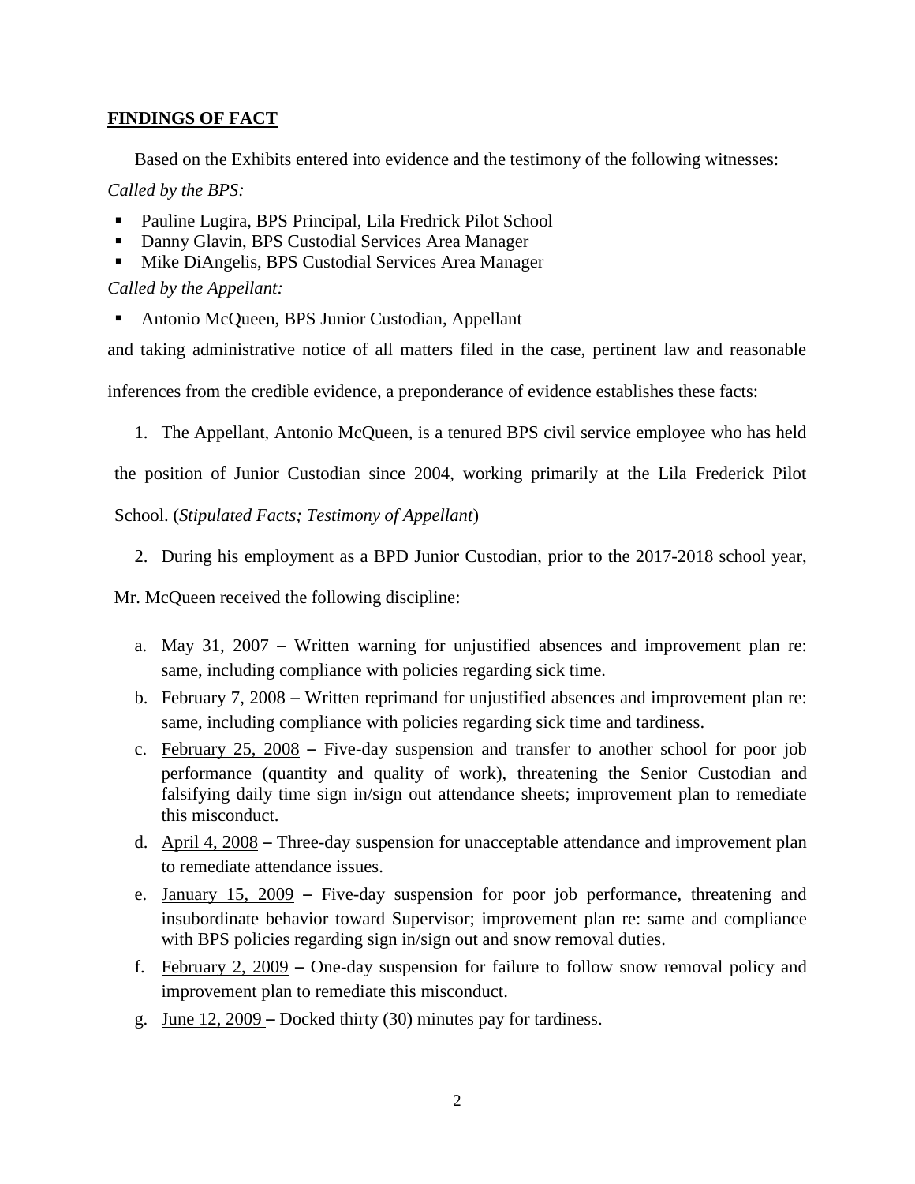## **FINDINGS OF FACT**

Based on the Exhibits entered into evidence and the testimony of the following witnesses:

*Called by the BPS:*

- Pauline Lugira, BPS Principal, Lila Fredrick Pilot School
- Danny Glavin, BPS Custodial Services Area Manager
- Mike DiAngelis, BPS Custodial Services Area Manager

*Called by the Appellant:*

- Antonio McQueen, BPS Junior Custodian, Appellant

and taking administrative notice of all matters filed in the case, pertinent law and reasonable inferences from the credible evidence, a preponderance of evidence establishes these facts:

1. The Appellant, Antonio McQueen, is a tenured BPS civil service employee who has held the position of Junior Custodian since 2004, working primarily at the Lila Frederick Pilot School. (*Stipulated Facts; Testimony of Appellant*)

2. During his employment as a BPD Junior Custodian, prior to the 2017-2018 school year, Mr. McQueen received the following discipline:

   a. May 31, 2007 – Written warning for unjustified absences and improvement plan re: same, including compliance with policies regarding sick time.

   b. February 7, 2008 – Written reprimand for unjustified absences and improvement plan re: same, including compliance with policies regarding sick time and tardiness.

   c. February 25, 2008 – Five-day suspension and transfer to another school for poor job performance (quantity and quality of work), threatening the Senior Custodian and falsifying daily time sign in/sign out attendance sheets; improvement plan to remediate this misconduct.

   d. April 4, 2008 – Three-day suspension for unacceptable attendance and improvement plan to remediate attendance issues.

   e. January 15, 2009 – Five-day suspension for poor job performance, threatening and insubordinate behavior toward Supervisor; improvement plan re: same and compliance with BPS policies regarding sign in/sign out and snow removal duties.

   f. February 2, 2009 – One-day suspension for failure to follow snow removal policy and improvement plan to remediate this misconduct.

   g. June 12, 2009 – Docked thirty (30) minutes pay for tardiness.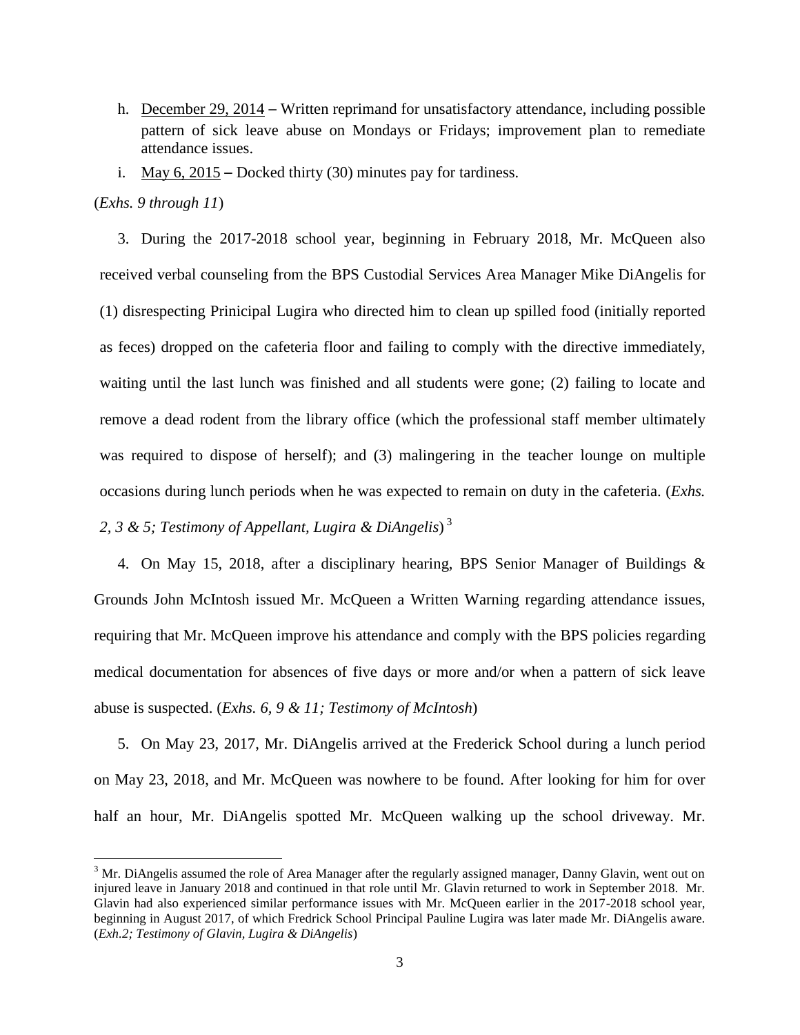h. <u>December 29, 2014</u> – Written reprimand for unsatisfactory attendance, including possible pattern of sick leave abuse on Mondays or Fridays; improvement plan to remediate attendance issues.

i. <u>May 6, 2015</u> – Docked thirty (30) minutes pay for tardiness.

(*Exhs. 9 through 11*)

3. During the 2017-2018 school year, beginning in February 2018, Mr. McQueen also received verbal counseling from the BPS Custodial Services Area Manager Mike DiAngelis for (1) disrespecting Prinicipal Lugira who directed him to clean up spilled food (initially reported as feces) dropped on the cafeteria floor and failing to comply with the directive immediately, waiting until the last lunch was finished and all students were gone; (2) failing to locate and remove a dead rodent from the library office (which the professional staff member ultimately was required to dispose of herself); and (3) malingering in the teacher lounge on multiple occasions during lunch periods when he was expected to remain on duty in the cafeteria. (*Exhs. 2, 3 & 5; Testimony of Appellant, Lugira & DiAngelis*) [3]

4. On May 15, 2018, after a disciplinary hearing, BPS Senior Manager of Buildings & Grounds John McIntosh issued Mr. McQueen a Written Warning regarding attendance issues, requiring that Mr. McQueen improve his attendance and comply with the BPS policies regarding medical documentation for absences of five days or more and/or when a pattern of sick leave abuse is suspected. (*Exhs. 6, 9 & 11; Testimony of McIntosh*)

5. On May 23, 2017, Mr. DiAngelis arrived at the Frederick School during a lunch period on May 23, 2018, and Mr. McQueen was nowhere to be found. After looking for him for over half an hour, Mr. DiAngelis spotted Mr. McQueen walking up the school driveway. Mr.

---

[3] Mr. DiAngelis assumed the role of Area Manager after the regularly assigned manager, Danny Glavin, went out on injured leave in January 2018 and continued in that role until Mr. Glavin returned to work in September 2018. Mr. Glavin had also experienced similar performance issues with Mr. McQueen earlier in the 2017-2018 school year, beginning in August 2017, of which Fredrick School Principal Pauline Lugira was later made Mr. DiAngelis aware. (*Exh.2; Testimony of Glavin, Lugira & DiAngelis*)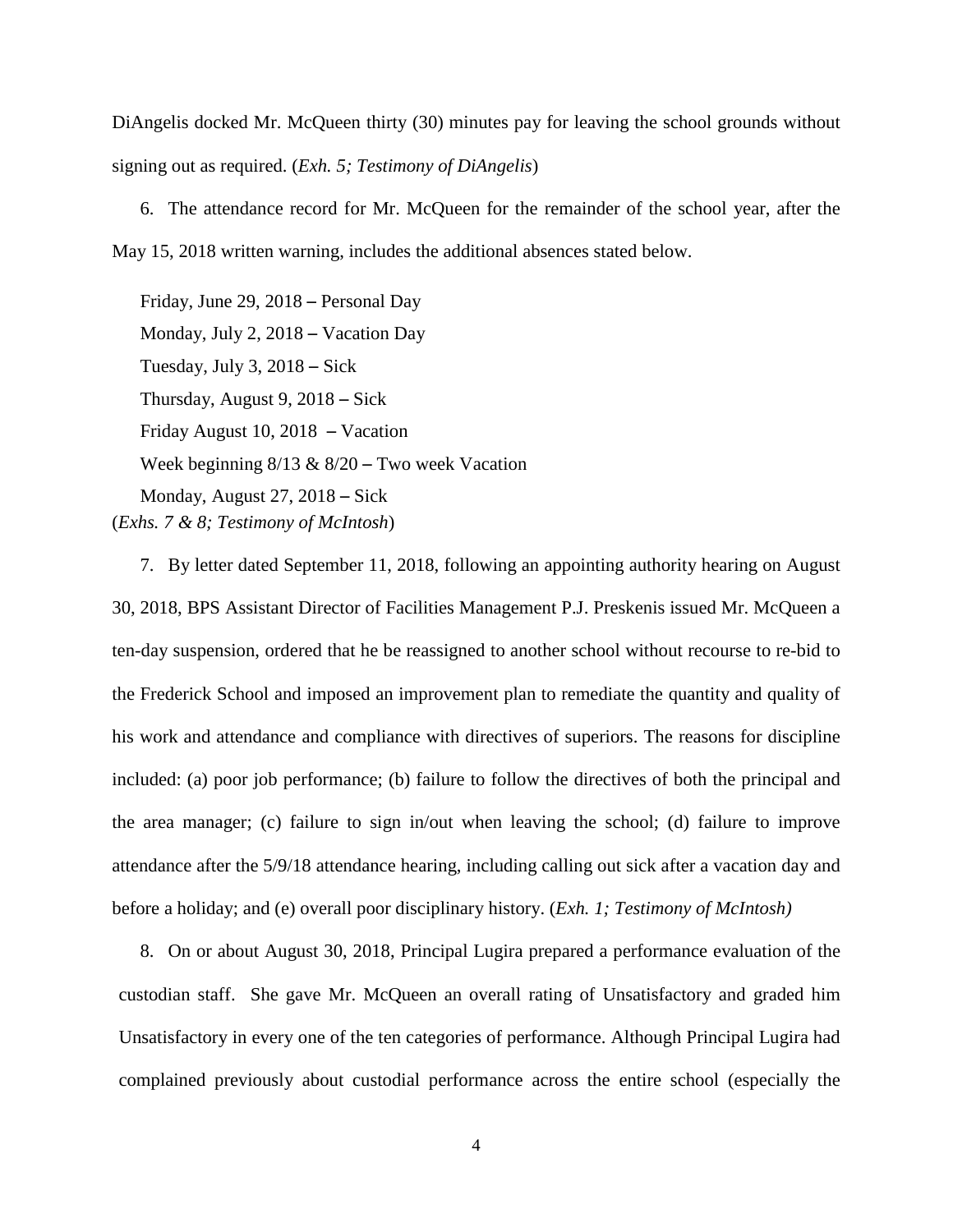DiAngelis docked Mr. McQueen thirty (30) minutes pay for leaving the school grounds without signing out as required. (*Exh. 5; Testimony of DiAngelis*)

6. The attendance record for Mr. McQueen for the remainder of the school year, after the May 15, 2018 written warning, includes the additional absences stated below.

Friday, June 29, 2018 – Personal Day
Monday, July 2, 2018 – Vacation Day
Tuesday, July 3, 2018 – Sick
Thursday, August 9, 2018 – Sick
Friday August 10, 2018 – Vacation
Week beginning 8/13 & 8/20 – Two week Vacation
Monday, August 27, 2018 – Sick
(*Exhs. 7 & 8; Testimony of McIntosh*)

7. By letter dated September 11, 2018, following an appointing authority hearing on August 30, 2018, BPS Assistant Director of Facilities Management P.J. Preskenis issued Mr. McQueen a ten-day suspension, ordered that he be reassigned to another school without recourse to re-bid to the Frederick School and imposed an improvement plan to remediate the quantity and quality of his work and attendance and compliance with directives of superiors. The reasons for discipline included: (a) poor job performance; (b) failure to follow the directives of both the principal and the area manager; (c) failure to sign in/out when leaving the school; (d) failure to improve attendance after the 5/9/18 attendance hearing, including calling out sick after a vacation day and before a holiday; and (e) overall poor disciplinary history. (*Exh. 1; Testimony of McIntosh)*

8. On or about August 30, 2018, Principal Lugira prepared a performance evaluation of the custodian staff. She gave Mr. McQueen an overall rating of Unsatisfactory and graded him Unsatisfactory in every one of the ten categories of performance. Although Principal Lugira had complained previously about custodial performance across the entire school (especially the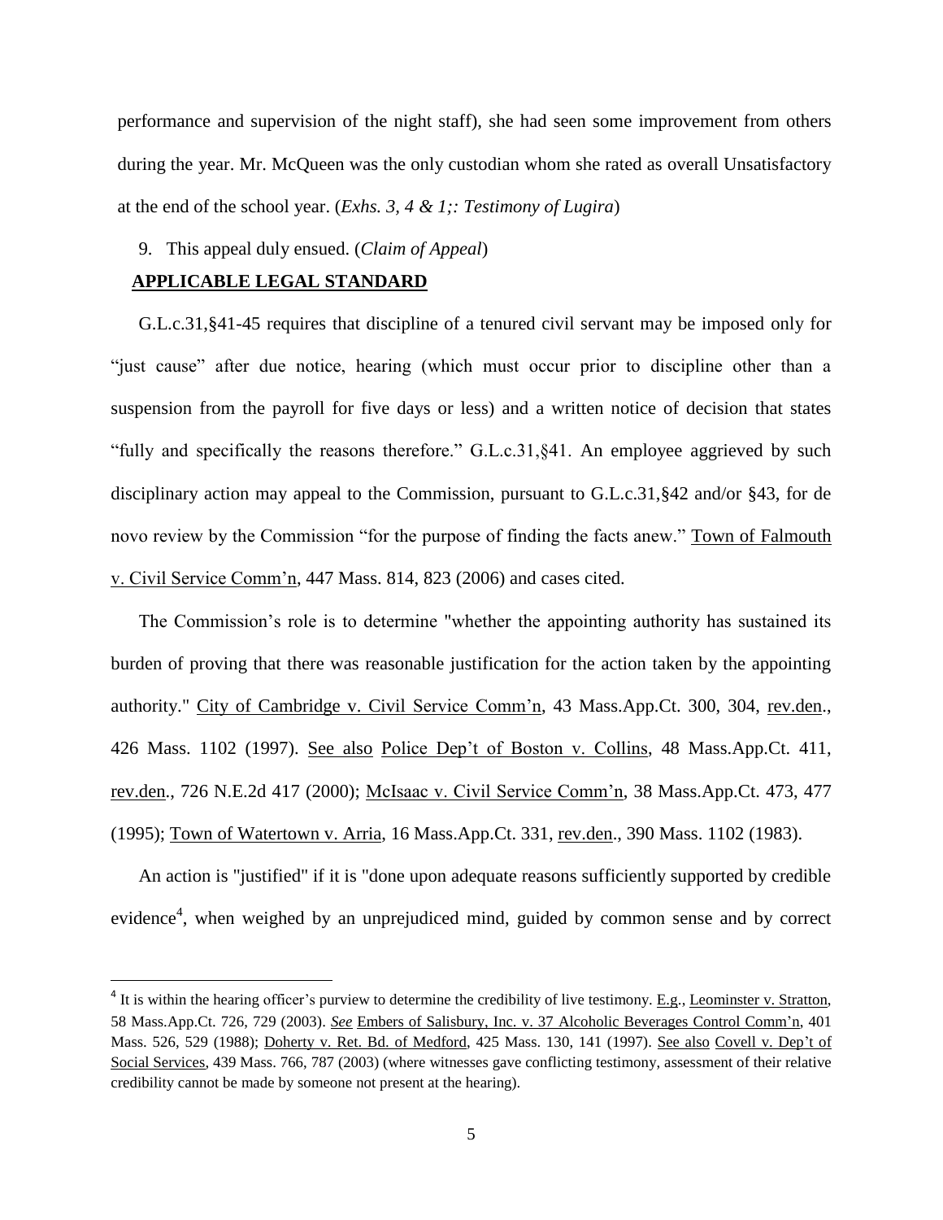performance and supervision of the night staff), she had seen some improvement from others during the year. Mr. McQueen was the only custodian whom she rated as overall Unsatisfactory at the end of the school year. (*Exhs. 3, 4 & 1;: Testimony of Lugira*)

9. This appeal duly ensued. (*Claim of Appeal*)

## APPLICABLE LEGAL STANDARD

G.L.c.31,§41-45 requires that discipline of a tenured civil servant may be imposed only for "just cause" after due notice, hearing (which must occur prior to discipline other than a suspension from the payroll for five days or less) and a written notice of decision that states "fully and specifically the reasons therefore." G.L.c.31,§41. An employee aggrieved by such disciplinary action may appeal to the Commission, pursuant to G.L.c.31,§42 and/or §43, for de novo review by the Commission "for the purpose of finding the facts anew." Town of Falmouth v. Civil Service Comm'n, 447 Mass. 814, 823 (2006) and cases cited.

The Commission's role is to determine "whether the appointing authority has sustained its burden of proving that there was reasonable justification for the action taken by the appointing authority." City of Cambridge v. Civil Service Comm'n, 43 Mass.App.Ct. 300, 304, rev.den., 426 Mass. 1102 (1997). See also Police Dep't of Boston v. Collins, 48 Mass.App.Ct. 411, rev.den., 726 N.E.2d 417 (2000); McIsaac v. Civil Service Comm'n, 38 Mass.App.Ct. 473, 477 (1995); Town of Watertown v. Arria, 16 Mass.App.Ct. 331, rev.den., 390 Mass. 1102 (1983).

An action is "justified" if it is "done upon adequate reasons sufficiently supported by credible evidence[4], when weighed by an unprejudiced mind, guided by common sense and by correct

---

[4] It is within the hearing officer's purview to determine the credibility of live testimony. E.g., Leominster v. Stratton, 58 Mass.App.Ct. 726, 729 (2003). *See* Embers of Salisbury, Inc. v. 37 Alcoholic Beverages Control Comm'n, 401 Mass. 526, 529 (1988); Doherty v. Ret. Bd. of Medford, 425 Mass. 130, 141 (1997). See also Covell v. Dep't of Social Services, 439 Mass. 766, 787 (2003) (where witnesses gave conflicting testimony, assessment of their relative credibility cannot be made by someone not present at the hearing).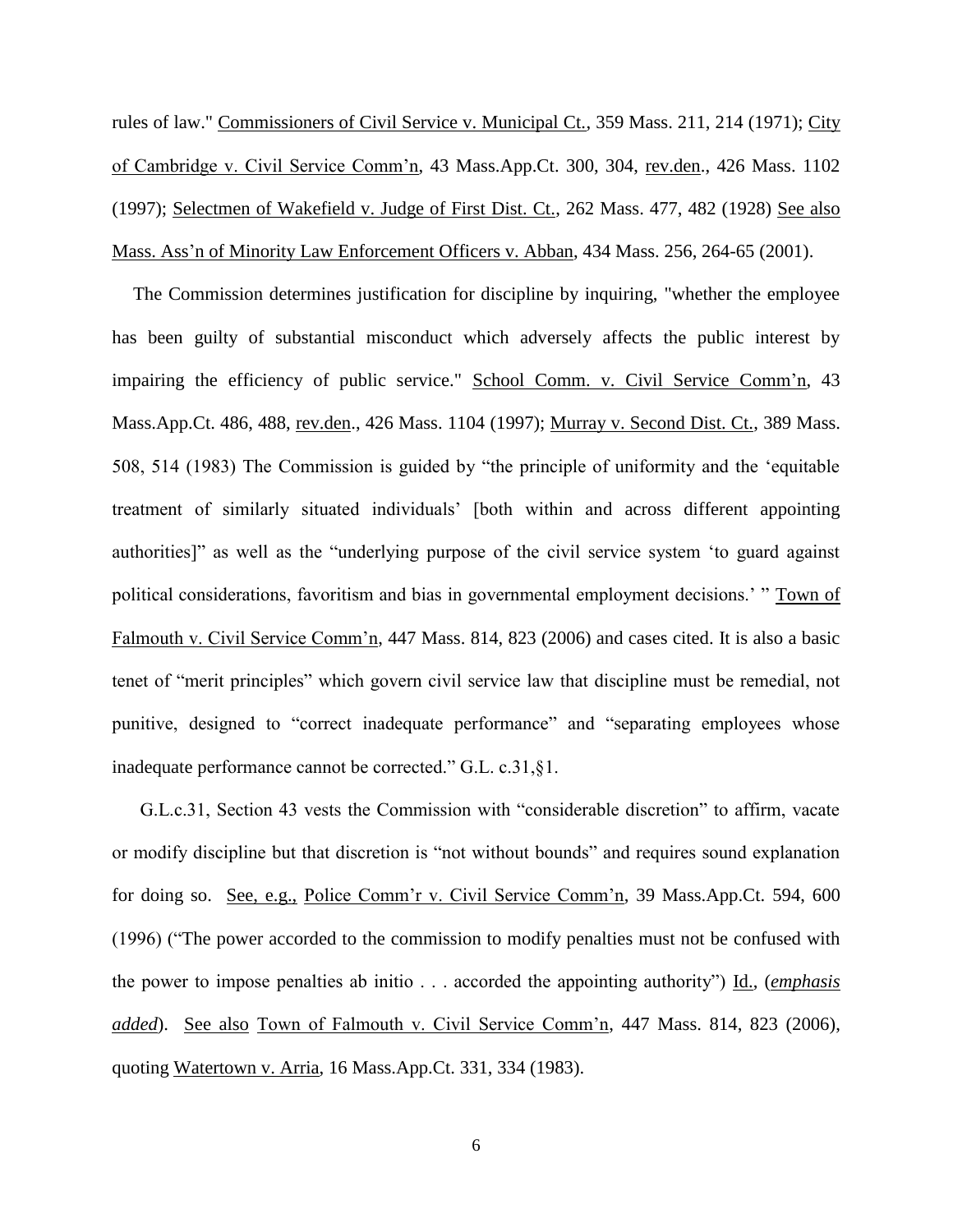rules of law." Commissioners of Civil Service v. Municipal Ct., 359 Mass. 211, 214 (1971); City of Cambridge v. Civil Service Comm'n, 43 Mass.App.Ct. 300, 304, rev.den., 426 Mass. 1102 (1997); Selectmen of Wakefield v. Judge of First Dist. Ct., 262 Mass. 477, 482 (1928) See also Mass. Ass'n of Minority Law Enforcement Officers v. Abban, 434 Mass. 256, 264-65 (2001).

The Commission determines justification for discipline by inquiring, "whether the employee has been guilty of substantial misconduct which adversely affects the public interest by impairing the efficiency of public service." School Comm. v. Civil Service Comm'n, 43 Mass.App.Ct. 486, 488, rev.den., 426 Mass. 1104 (1997); Murray v. Second Dist. Ct., 389 Mass. 508, 514 (1983) The Commission is guided by "the principle of uniformity and the 'equitable treatment of similarly situated individuals' [both within and across different appointing authorities]" as well as the "underlying purpose of the civil service system 'to guard against political considerations, favoritism and bias in governmental employment decisions.' " Town of Falmouth v. Civil Service Comm'n, 447 Mass. 814, 823 (2006) and cases cited. It is also a basic tenet of "merit principles" which govern civil service law that discipline must be remedial, not punitive, designed to "correct inadequate performance" and "separating employees whose inadequate performance cannot be corrected." G.L. c.31,§1.

G.L.c.31, Section 43 vests the Commission with "considerable discretion" to affirm, vacate or modify discipline but that discretion is "not without bounds" and requires sound explanation for doing so. See, e.g., Police Comm'r v. Civil Service Comm'n, 39 Mass.App.Ct. 594, 600 (1996) ("The power accorded to the commission to modify penalties must not be confused with the power to impose penalties ab initio . . . accorded the appointing authority") Id., (***emphasis added***). See also Town of Falmouth v. Civil Service Comm'n, 447 Mass. 814, 823 (2006), quoting Watertown v. Arria, 16 Mass.App.Ct. 331, 334 (1983).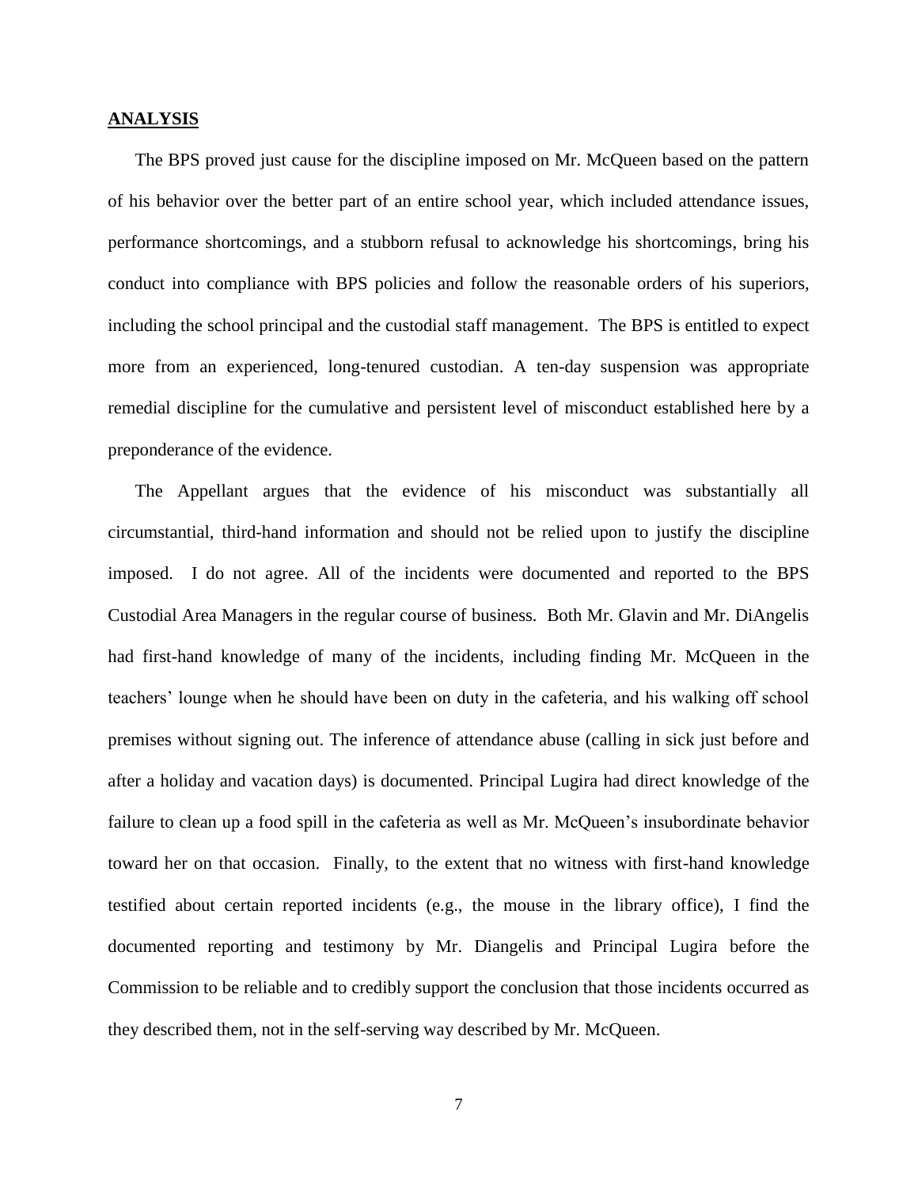## **ANALYSIS**

The BPS proved just cause for the discipline imposed on Mr. McQueen based on the pattern of his behavior over the better part of an entire school year, which included attendance issues, performance shortcomings, and a stubborn refusal to acknowledge his shortcomings, bring his conduct into compliance with BPS policies and follow the reasonable orders of his superiors, including the school principal and the custodial staff management. The BPS is entitled to expect more from an experienced, long-tenured custodian. A ten-day suspension was appropriate remedial discipline for the cumulative and persistent level of misconduct established here by a preponderance of the evidence.

The Appellant argues that the evidence of his misconduct was substantially all circumstantial, third-hand information and should not be relied upon to justify the discipline imposed. I do not agree. All of the incidents were documented and reported to the BPS Custodial Area Managers in the regular course of business. Both Mr. Glavin and Mr. DiAngelis had first-hand knowledge of many of the incidents, including finding Mr. McQueen in the teachers' lounge when he should have been on duty in the cafeteria, and his walking off school premises without signing out. The inference of attendance abuse (calling in sick just before and after a holiday and vacation days) is documented. Principal Lugira had direct knowledge of the failure to clean up a food spill in the cafeteria as well as Mr. McQueen's insubordinate behavior toward her on that occasion. Finally, to the extent that no witness with first-hand knowledge testified about certain reported incidents (e.g., the mouse in the library office), I find the documented reporting and testimony by Mr. Diangelis and Principal Lugira before the Commission to be reliable and to credibly support the conclusion that those incidents occurred as they described them, not in the self-serving way described by Mr. McQueen.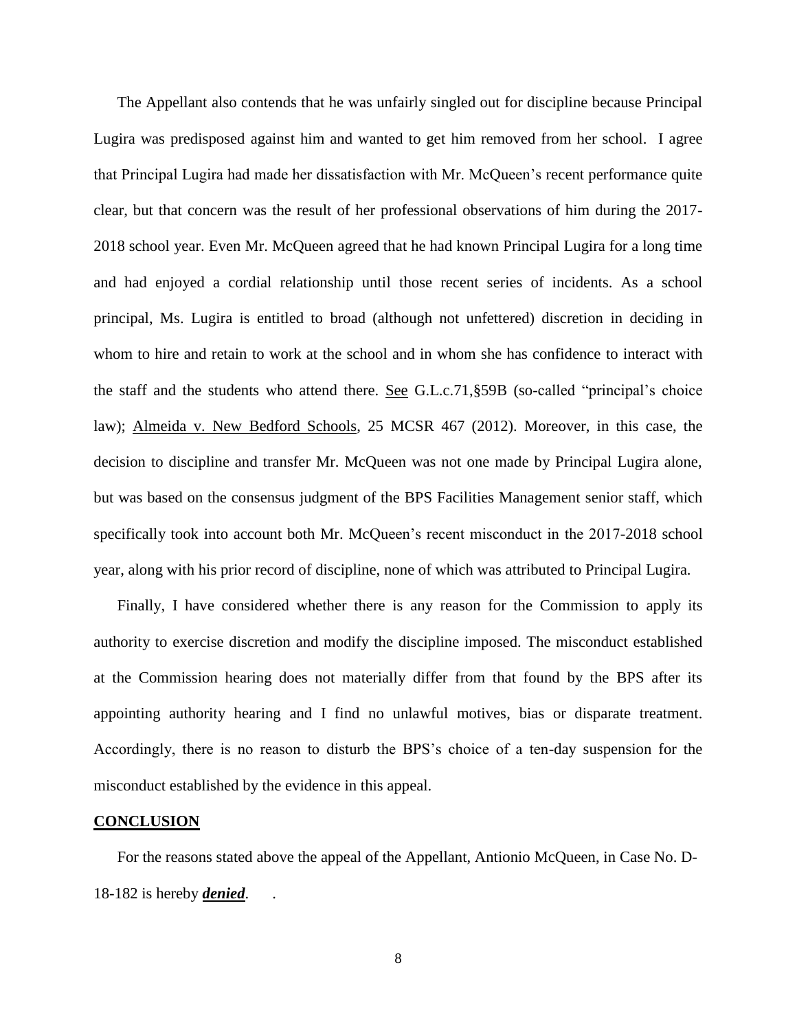The Appellant also contends that he was unfairly singled out for discipline because Principal Lugira was predisposed against him and wanted to get him removed from her school. I agree that Principal Lugira had made her dissatisfaction with Mr. McQueen's recent performance quite clear, but that concern was the result of her professional observations of him during the 2017-2018 school year. Even Mr. McQueen agreed that he had known Principal Lugira for a long time and had enjoyed a cordial relationship until those recent series of incidents. As a school principal, Ms. Lugira is entitled to broad (although not unfettered) discretion in deciding in whom to hire and retain to work at the school and in whom she has confidence to interact with the staff and the students who attend there. <u>See</u> G.L.c.71,§59B (so-called "principal's choice law); <u>Almeida v. New Bedford Schools</u>, 25 MCSR 467 (2012). Moreover, in this case, the decision to discipline and transfer Mr. McQueen was not one made by Principal Lugira alone, but was based on the consensus judgment of the BPS Facilities Management senior staff, which specifically took into account both Mr. McQueen's recent misconduct in the 2017-2018 school year, along with his prior record of discipline, none of which was attributed to Principal Lugira.

Finally, I have considered whether there is any reason for the Commission to apply its authority to exercise discretion and modify the discipline imposed. The misconduct established at the Commission hearing does not materially differ from that found by the BPS after its appointing authority hearing and I find no unlawful motives, bias or disparate treatment. Accordingly, there is no reason to disturb the BPS's choice of a ten-day suspension for the misconduct established by the evidence in this appeal.

## **<u>CONCLUSION</u>**

For the reasons stated above the appeal of the Appellant, Antionio McQueen, in Case No. D-18-182 is hereby ***<u>denied</u>***. .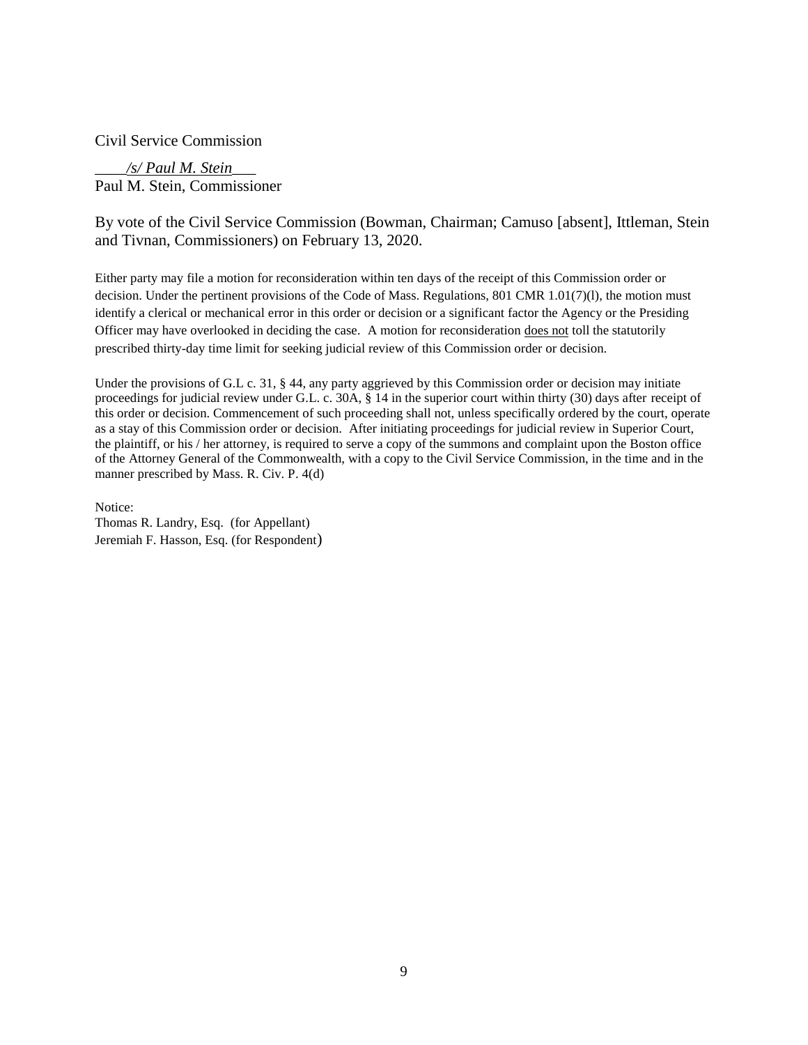Civil Service Commission

*/s/ Paul M. Stein*
Paul M. Stein, Commissioner

By vote of the Civil Service Commission (Bowman, Chairman; Camuso [absent], Ittleman, Stein and Tivnan, Commissioners) on February 13, 2020.

Either party may file a motion for reconsideration within ten days of the receipt of this Commission order or decision. Under the pertinent provisions of the Code of Mass. Regulations, 801 CMR 1.01(7)(l), the motion must identify a clerical or mechanical error in this order or decision or a significant factor the Agency or the Presiding Officer may have overlooked in deciding the case. A motion for reconsideration does not toll the statutorily prescribed thirty-day time limit for seeking judicial review of this Commission order or decision.

Under the provisions of G.L c. 31, § 44, any party aggrieved by this Commission order or decision may initiate proceedings for judicial review under G.L. c. 30A, § 14 in the superior court within thirty (30) days after receipt of this order or decision. Commencement of such proceeding shall not, unless specifically ordered by the court, operate as a stay of this Commission order or decision. After initiating proceedings for judicial review in Superior Court, the plaintiff, or his / her attorney, is required to serve a copy of the summons and complaint upon the Boston office of the Attorney General of the Commonwealth, with a copy to the Civil Service Commission, in the time and in the manner prescribed by Mass. R. Civ. P. 4(d)

Notice:
Thomas R. Landry, Esq. (for Appellant)
Jeremiah F. Hasson, Esq. (for Respondent)